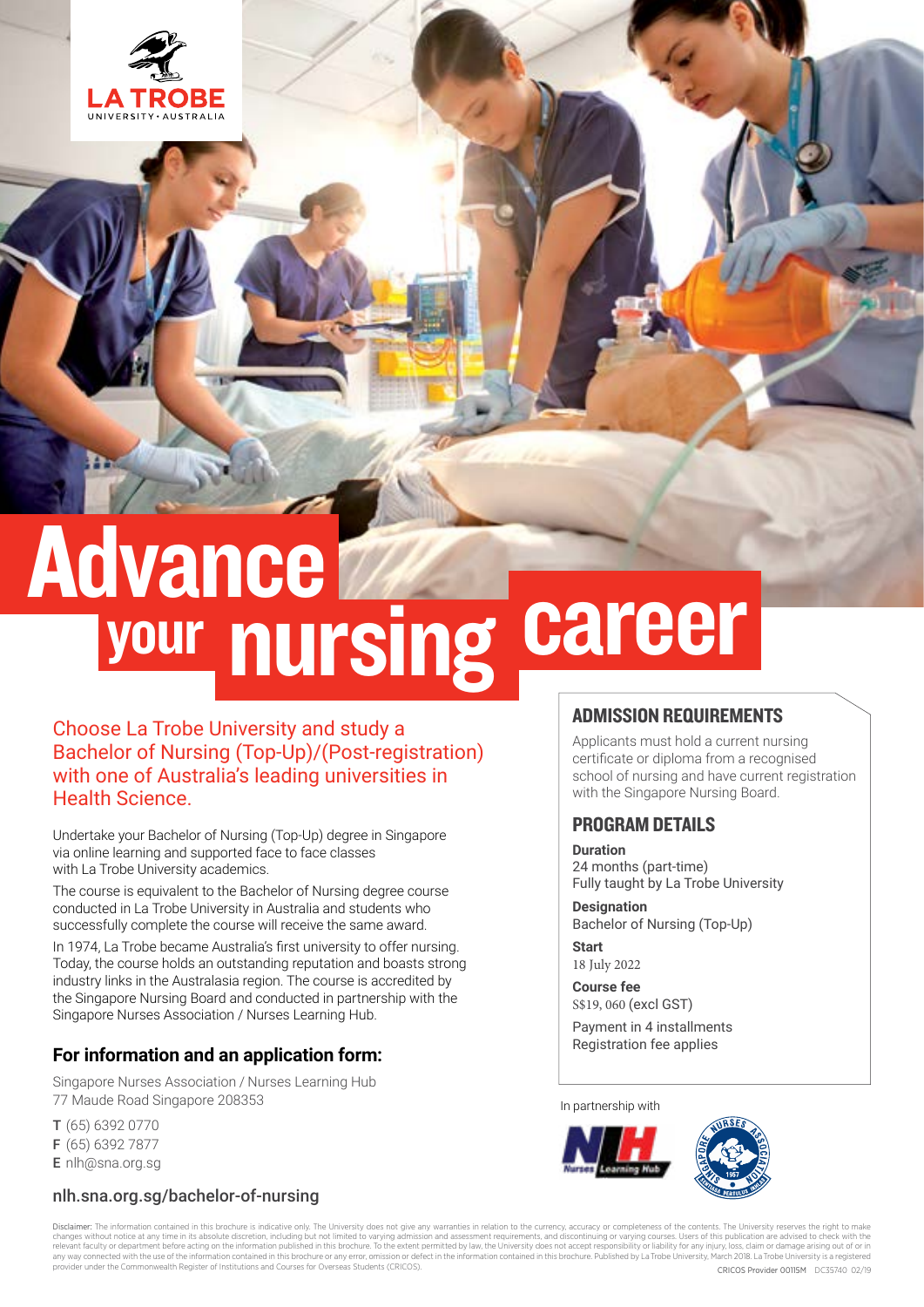LA TROBE
UNIVERSITY · AUSTRALIA

# Advance your nursing career

Choose La Trobe University and study a Bachelor of Nursing (Top-Up)/(Post-registration) with one of Australia's leading universities in Health Science.

Undertake your Bachelor of Nursing (Top-Up) degree in Singapore via online learning and supported face to face classes with La Trobe University academics.

The course is equivalent to the Bachelor of Nursing degree course conducted in La Trobe University in Australia and students who successfully complete the course will receive the same award.

In 1974, La Trobe became Australia's first university to offer nursing. Today, the course holds an outstanding reputation and boasts strong industry links in the Australasia region. The course is accredited by the Singapore Nursing Board and conducted in partnership with the Singapore Nurses Association / Nurses Learning Hub.

### For information and an application form:

Singapore Nurses Association / Nurses Learning Hub
77 Maude Road Singapore 208353

**T** (65) 6392 0770
**F** (65) 6392 7877
**E** nlh@sna.org.sg

nlh.sna.org.sg/bachelor-of-nursing

## ADMISSION REQUIREMENTS

Applicants must hold a current nursing certificate or diploma from a recognised school of nursing and have current registration with the Singapore Nursing Board.

## PROGRAM DETAILS

**Duration**
24 months (part-time)
Fully taught by La Trobe University

**Designation**
Bachelor of Nursing (Top-Up)

**Start**
18 July 2022

**Course fee**
S$19, 060 (excl GST)

Payment in 4 installments
Registration fee applies

In partnership with

Disclaimer: The information contained in this brochure is indicative only. The University does not give any warranties in relation to the currency, accuracy or completeness of the contents. The University reserves the right to make changes without notice at any time in its absolute discretion, including but not limited to varying admission and assessment requirements, and discontinuing or varying courses. Users of this publication are advised to check with the relevant faculty or department before acting on the information published in this brochure. To the extent permitted by law, the University does not accept responsibility or liability for any injury, loss, claim or damage arising out of or in any way connected with the use of the information contained in this brochure or any error, omission or defect in the information contained in this brochure. Published by La Trobe University, March 2018. La Trobe University is a registered provider under the Commonwealth Register of Institutions and Courses for Overseas Students (CRICOS).

CRICOS Provider 00115M DC35740 02/19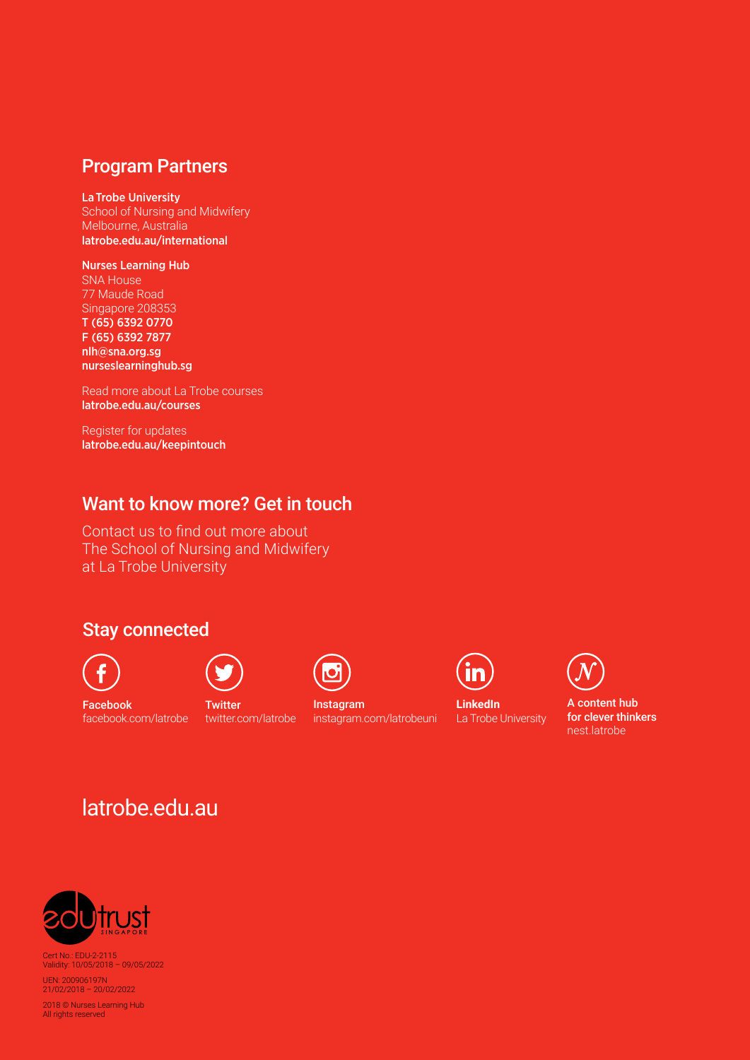## Program Partners

**La Trobe University**
School of Nursing and Midwifery
Melbourne, Australia
**latrobe.edu.au/international**

**Nurses Learning Hub**
SNA House
77 Maude Road
Singapore 208353
**T (65) 6392 0770**
**F (65) 6392 7877**
**nlh@sna.org.sg**
**nurseslearninghub.sg**

Read more about La Trobe courses
**latrobe.edu.au/courses**

Register for updates
**latrobe.edu.au/keepintouch**

## Want to know more? Get in touch

Contact us to find out more about
The School of Nursing and Midwifery
at La Trobe University

## Stay connected

**Facebook**
facebook.com/latrobe

**Twitter**
twitter.com/latrobe

**Instagram**
instagram.com/latrobeuni

**LinkedIn**
La Trobe University

**A content hub for clever thinkers**
nest.latrobe

# latrobe.edu.au

Cert No.: EDU-2-2115
Validity: 10/05/2018 – 09/05/2022

UEN: 200906197N
21/02/2018 – 20/02/2022

2018 © Nurses Learning Hub
All rights reserved